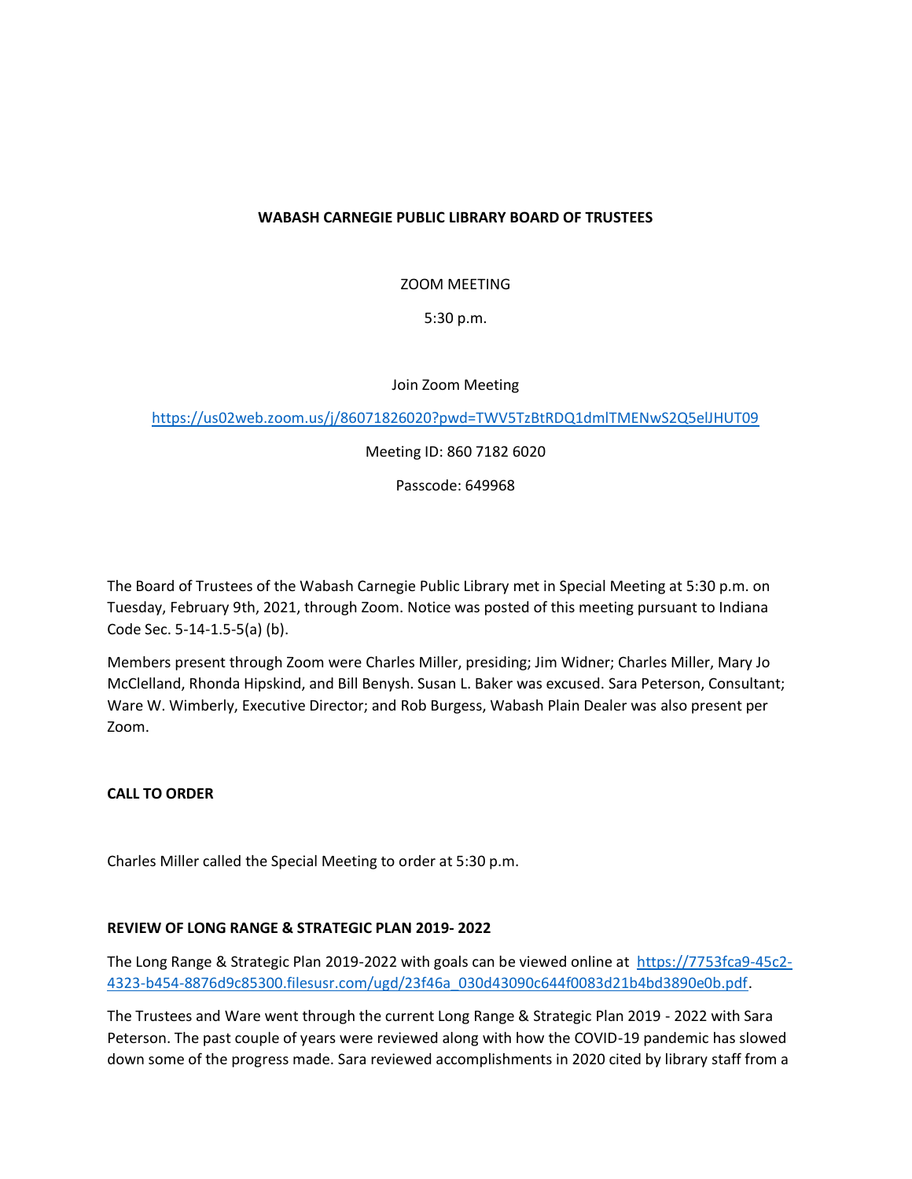**WABASH CARNEGIE PUBLIC LIBRARY BOARD OF TRUSTEES**

ZOOM MEETING

5:30 p.m.

Join Zoom Meeting

https://us02web.zoom.us/j/86071826020?pwd=TWV5TzBtRDQ1dmlTMENwS2Q5elJHUT09

Meeting ID: 860 7182 6020

Passcode: 649968

The Board of Trustees of the Wabash Carnegie Public Library met in Special Meeting at 5:30 p.m. on Tuesday, February 9th, 2021, through Zoom. Notice was posted of this meeting pursuant to Indiana Code Sec. 5-14-1.5-5(a) (b).

Members present through Zoom were Charles Miller, presiding; Jim Widner; Charles Miller, Mary Jo McClelland, Rhonda Hipskind, and Bill Benysh. Susan L. Baker was excused. Sara Peterson, Consultant; Ware W. Wimberly, Executive Director; and Rob Burgess, Wabash Plain Dealer was also present per Zoom.

**CALL TO ORDER**

Charles Miller called the Special Meeting to order at 5:30 p.m.

**REVIEW OF LONG RANGE & STRATEGIC PLAN 2019- 2022**

The Long Range & Strategic Plan 2019-2022 with goals can be viewed online at https://7753fca9-45c2-4323-b454-8876d9c85300.filesusr.com/ugd/23f46a_030d43090c644f0083d21b4bd3890e0b.pdf.

The Trustees and Ware went through the current Long Range & Strategic Plan 2019 - 2022 with Sara Peterson. The past couple of years were reviewed along with how the COVID-19 pandemic has slowed down some of the progress made. Sara reviewed accomplishments in 2020 cited by library staff from a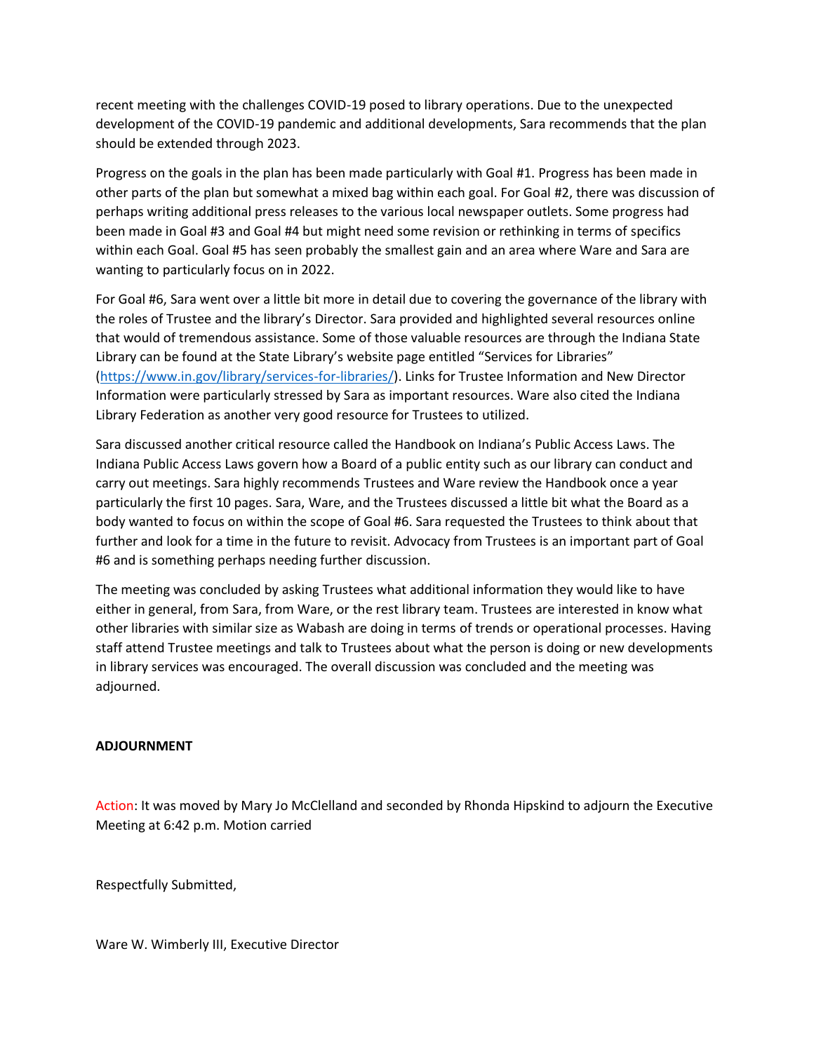recent meeting with the challenges COVID-19 posed to library operations. Due to the unexpected development of the COVID-19 pandemic and additional developments, Sara recommends that the plan should be extended through 2023.

Progress on the goals in the plan has been made particularly with Goal #1. Progress has been made in other parts of the plan but somewhat a mixed bag within each goal. For Goal #2, there was discussion of perhaps writing additional press releases to the various local newspaper outlets. Some progress had been made in Goal #3 and Goal #4 but might need some revision or rethinking in terms of specifics within each Goal. Goal #5 has seen probably the smallest gain and an area where Ware and Sara are wanting to particularly focus on in 2022.

For Goal #6, Sara went over a little bit more in detail due to covering the governance of the library with the roles of Trustee and the library's Director. Sara provided and highlighted several resources online that would of tremendous assistance. Some of those valuable resources are through the Indiana State Library can be found at the State Library's website page entitled "Services for Libraries" (https://www.in.gov/library/services-for-libraries/). Links for Trustee Information and New Director Information were particularly stressed by Sara as important resources. Ware also cited the Indiana Library Federation as another very good resource for Trustees to utilized.

Sara discussed another critical resource called the Handbook on Indiana's Public Access Laws. The Indiana Public Access Laws govern how a Board of a public entity such as our library can conduct and carry out meetings. Sara highly recommends Trustees and Ware review the Handbook once a year particularly the first 10 pages. Sara, Ware, and the Trustees discussed a little bit what the Board as a body wanted to focus on within the scope of Goal #6. Sara requested the Trustees to think about that further and look for a time in the future to revisit. Advocacy from Trustees is an important part of Goal #6 and is something perhaps needing further discussion.

The meeting was concluded by asking Trustees what additional information they would like to have either in general, from Sara, from Ware, or the rest library team. Trustees are interested in know what other libraries with similar size as Wabash are doing in terms of trends or operational processes. Having staff attend Trustee meetings and talk to Trustees about what the person is doing or new developments in library services was encouraged. The overall discussion was concluded and the meeting was adjourned.

**ADJOURNMENT**

Action: It was moved by Mary Jo McClelland and seconded by Rhonda Hipskind to adjourn the Executive Meeting at 6:42 p.m. Motion carried

Respectfully Submitted,

Ware W. Wimberly III, Executive Director